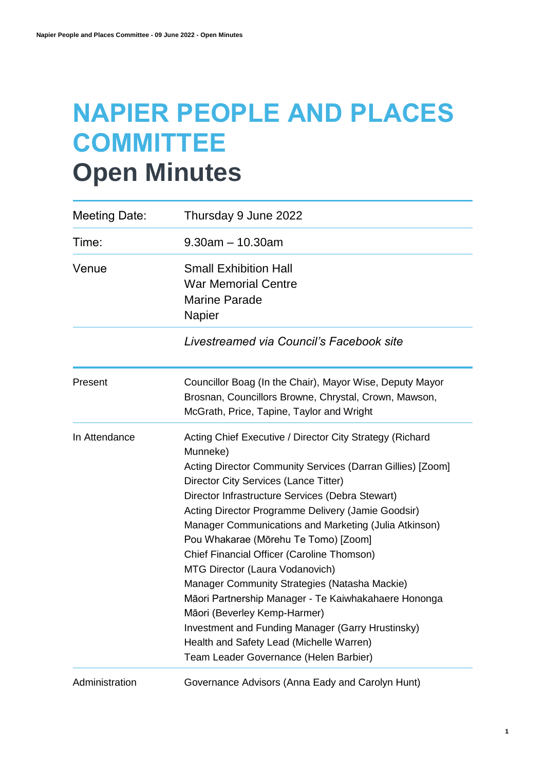# NAPIER PEOPLE AND PLACES COMMITTEE
# Open Minutes

| | |
|---|---|
| Meeting Date: | Thursday 9 June 2022 |
| Time: | 9.30am – 10.30am |
| Venue | Small Exhibition Hall<br>War Memorial Centre<br>Marine Parade<br>Napier |
| | *Livestreamed via Council's Facebook site* |

| | |
|---|---|
| Present | Councillor Boag (In the Chair), Mayor Wise, Deputy Mayor Brosnan, Councillors Browne, Chrystal, Crown, Mawson, McGrath, Price, Tapine, Taylor and Wright |
| In Attendance | Acting Chief Executive / Director City Strategy (Richard Munneke)<br>Acting Director Community Services (Darran Gillies) [Zoom]<br>Director City Services (Lance Titter)<br>Director Infrastructure Services (Debra Stewart)<br>Acting Director Programme Delivery (Jamie Goodsir)<br>Manager Communications and Marketing (Julia Atkinson)<br>Pou Whakarae (Mōrehu Te Tomo) [Zoom]<br>Chief Financial Officer (Caroline Thomson)<br>MTG Director (Laura Vodanovich)<br>Manager Community Strategies (Natasha Mackie)<br>Māori Partnership Manager - Te Kaiwhakahaere Hononga Māori (Beverley Kemp-Harmer)<br>Investment and Funding Manager (Garry Hrustinsky)<br>Health and Safety Lead (Michelle Warren)<br>Team Leader Governance (Helen Barbier) |
| Administration | Governance Advisors (Anna Eady and Carolyn Hunt) |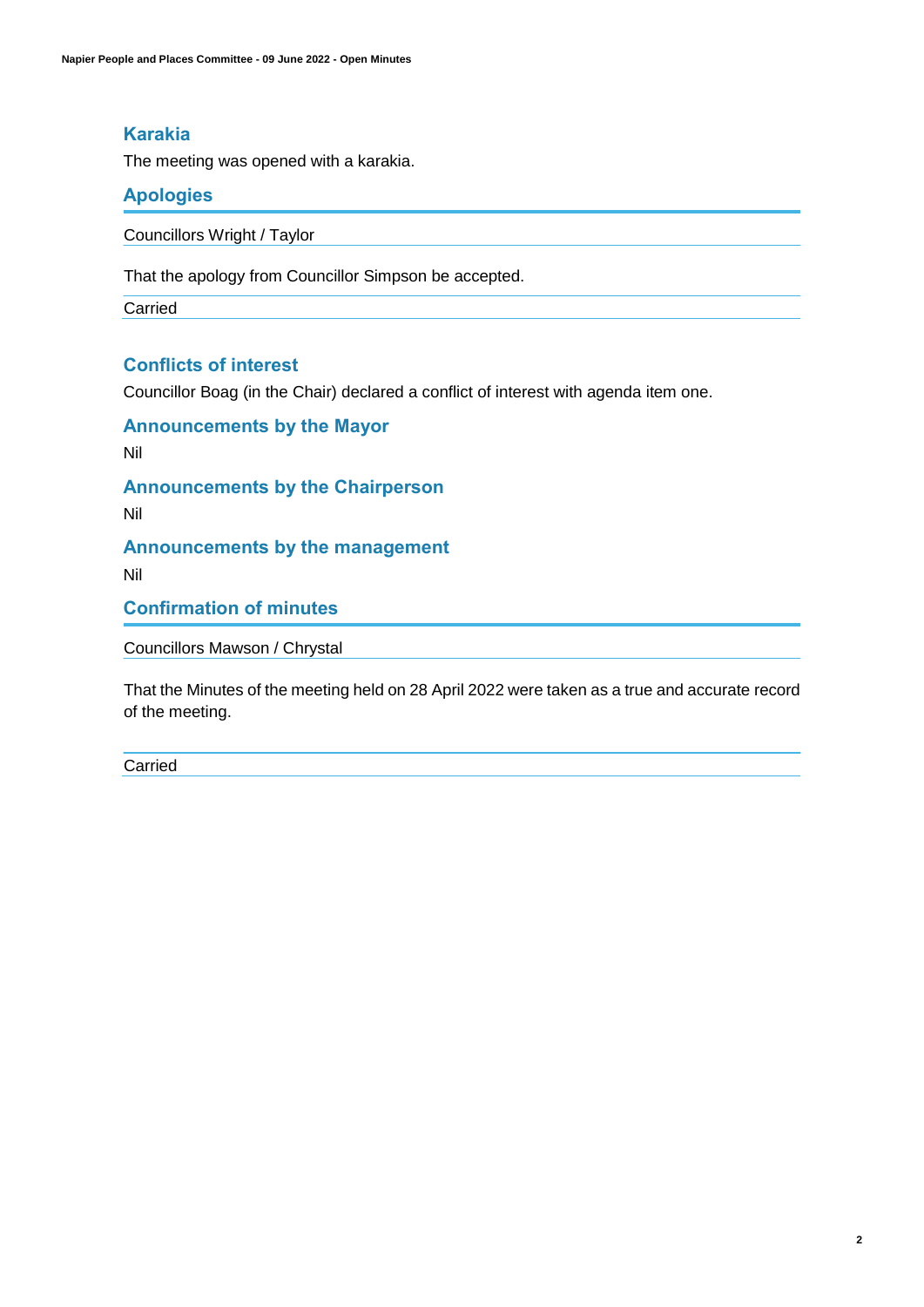## Karakia

The meeting was opened with a karakia.

## Apologies

Councillors Wright / Taylor

That the apology from Councillor Simpson be accepted.

Carried

## Conflicts of interest

Councillor Boag (in the Chair) declared a conflict of interest with agenda item one.

## Announcements by the Mayor

Nil

## Announcements by the Chairperson

Nil

## Announcements by the management

Nil

## Confirmation of minutes

Councillors Mawson / Chrystal

That the Minutes of the meeting held on 28 April 2022 were taken as a true and accurate record of the meeting.

Carried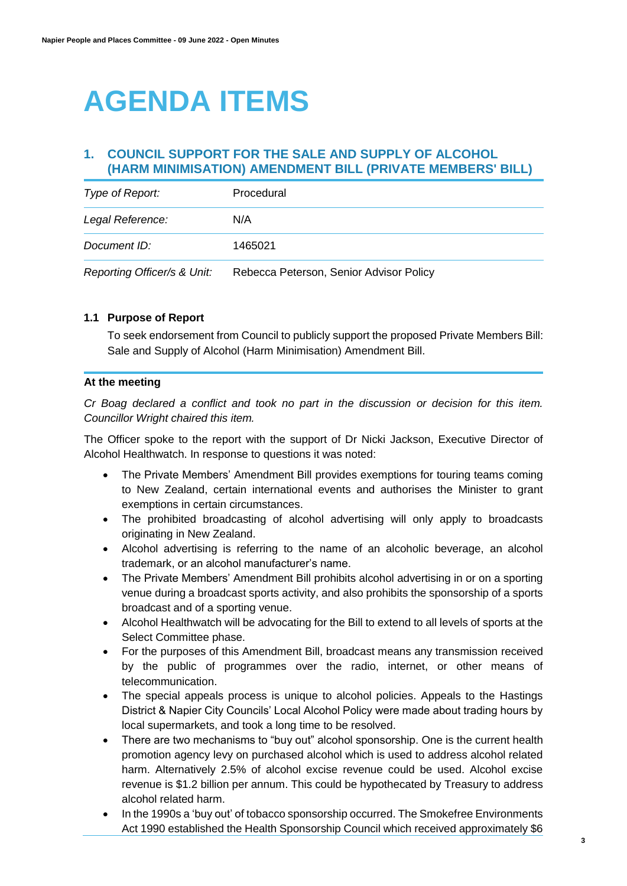# AGENDA ITEMS

## 1. COUNCIL SUPPORT FOR THE SALE AND SUPPLY OF ALCOHOL (HARM MINIMISATION) AMENDMENT BILL (PRIVATE MEMBERS' BILL)

| *Type of Report:* | Procedural |
|---|---|
| *Legal Reference:* | N/A |
| *Document ID:* | 1465021 |
| *Reporting Officer/s & Unit:* | Rebecca Peterson, Senior Advisor Policy |

### 1.1 Purpose of Report

To seek endorsement from Council to publicly support the proposed Private Members Bill: Sale and Supply of Alcohol (Harm Minimisation) Amendment Bill.

**At the meeting**

*Cr Boag declared a conflict and took no part in the discussion or decision for this item. Councillor Wright chaired this item.*

The Officer spoke to the report with the support of Dr Nicki Jackson, Executive Director of Alcohol Healthwatch. In response to questions it was noted:

- The Private Members' Amendment Bill provides exemptions for touring teams coming to New Zealand, certain international events and authorises the Minister to grant exemptions in certain circumstances.
- The prohibited broadcasting of alcohol advertising will only apply to broadcasts originating in New Zealand.
- Alcohol advertising is referring to the name of an alcoholic beverage, an alcohol trademark, or an alcohol manufacturer's name.
- The Private Members' Amendment Bill prohibits alcohol advertising in or on a sporting venue during a broadcast sports activity, and also prohibits the sponsorship of a sports broadcast and of a sporting venue.
- Alcohol Healthwatch will be advocating for the Bill to extend to all levels of sports at the Select Committee phase.
- For the purposes of this Amendment Bill, broadcast means any transmission received by the public of programmes over the radio, internet, or other means of telecommunication.
- The special appeals process is unique to alcohol policies. Appeals to the Hastings District & Napier City Councils' Local Alcohol Policy were made about trading hours by local supermarkets, and took a long time to be resolved.
- There are two mechanisms to "buy out" alcohol sponsorship. One is the current health promotion agency levy on purchased alcohol which is used to address alcohol related harm. Alternatively 2.5% of alcohol excise revenue could be used. Alcohol excise revenue is $1.2 billion per annum. This could be hypothecated by Treasury to address alcohol related harm.
- In the 1990s a 'buy out' of tobacco sponsorship occurred. The Smokefree Environments Act 1990 established the Health Sponsorship Council which received approximately $6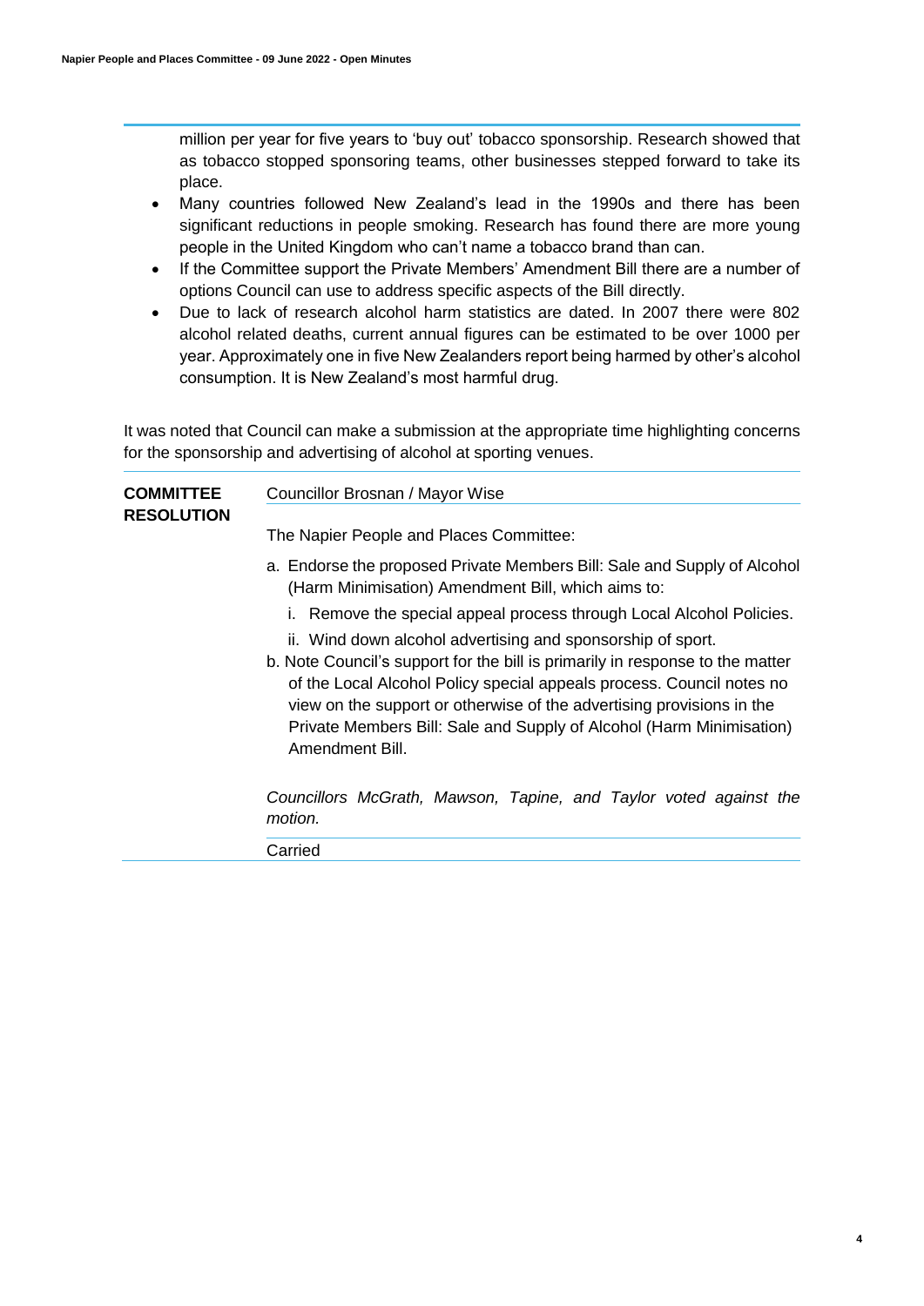million per year for five years to 'buy out' tobacco sponsorship. Research showed that as tobacco stopped sponsoring teams, other businesses stepped forward to take its place.

- Many countries followed New Zealand's lead in the 1990s and there has been significant reductions in people smoking. Research has found there are more young people in the United Kingdom who can't name a tobacco brand than can.
- If the Committee support the Private Members' Amendment Bill there are a number of options Council can use to address specific aspects of the Bill directly.
- Due to lack of research alcohol harm statistics are dated. In 2007 there were 802 alcohol related deaths, current annual figures can be estimated to be over 1000 per year. Approximately one in five New Zealanders report being harmed by other's alcohol consumption. It is New Zealand's most harmful drug.

It was noted that Council can make a submission at the appropriate time highlighting concerns for the sponsorship and advertising of alcohol at sporting venues.

**COMMITTEE RESOLUTION**

Councillor Brosnan / Mayor Wise

The Napier People and Places Committee:

a. Endorse the proposed Private Members Bill: Sale and Supply of Alcohol (Harm Minimisation) Amendment Bill, which aims to:

   i. Remove the special appeal process through Local Alcohol Policies.

   ii. Wind down alcohol advertising and sponsorship of sport.

b. Note Council's support for the bill is primarily in response to the matter of the Local Alcohol Policy special appeals process. Council notes no view on the support or otherwise of the advertising provisions in the Private Members Bill: Sale and Supply of Alcohol (Harm Minimisation) Amendment Bill.

*Councillors McGrath, Mawson, Tapine, and Taylor voted against the motion.*

Carried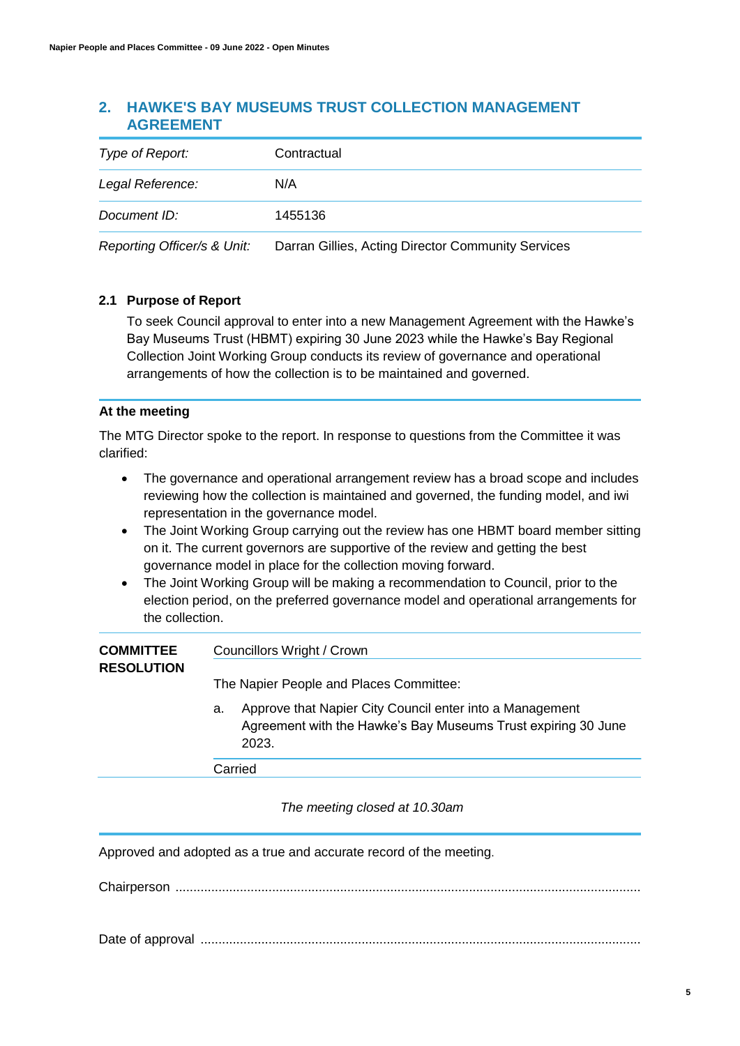## 2. HAWKE'S BAY MUSEUMS TRUST COLLECTION MANAGEMENT AGREEMENT

| | |
|---|---|
| *Type of Report:* | Contractual |
| *Legal Reference:* | N/A |
| *Document ID:* | 1455136 |
| *Reporting Officer/s & Unit:* | Darran Gillies, Acting Director Community Services |

### 2.1 Purpose of Report

To seek Council approval to enter into a new Management Agreement with the Hawke's Bay Museums Trust (HBMT) expiring 30 June 2023 while the Hawke's Bay Regional Collection Joint Working Group conducts its review of governance and operational arrangements of how the collection is to be maintained and governed.

**At the meeting**

The MTG Director spoke to the report. In response to questions from the Committee it was clarified:

- The governance and operational arrangement review has a broad scope and includes reviewing how the collection is maintained and governed, the funding model, and iwi representation in the governance model.
- The Joint Working Group carrying out the review has one HBMT board member sitting on it. The current governors are supportive of the review and getting the best governance model in place for the collection moving forward.
- The Joint Working Group will be making a recommendation to Council, prior to the election period, on the preferred governance model and operational arrangements for the collection.

**COMMITTEE RESOLUTION**

Councillors Wright / Crown

The Napier People and Places Committee:

a. Approve that Napier City Council enter into a Management Agreement with the Hawke's Bay Museums Trust expiring 30 June 2023.

Carried

*The meeting closed at 10.30am*

Approved and adopted as a true and accurate record of the meeting.

Chairperson ..............................................................................................................

Date of approval .......................................................................................................